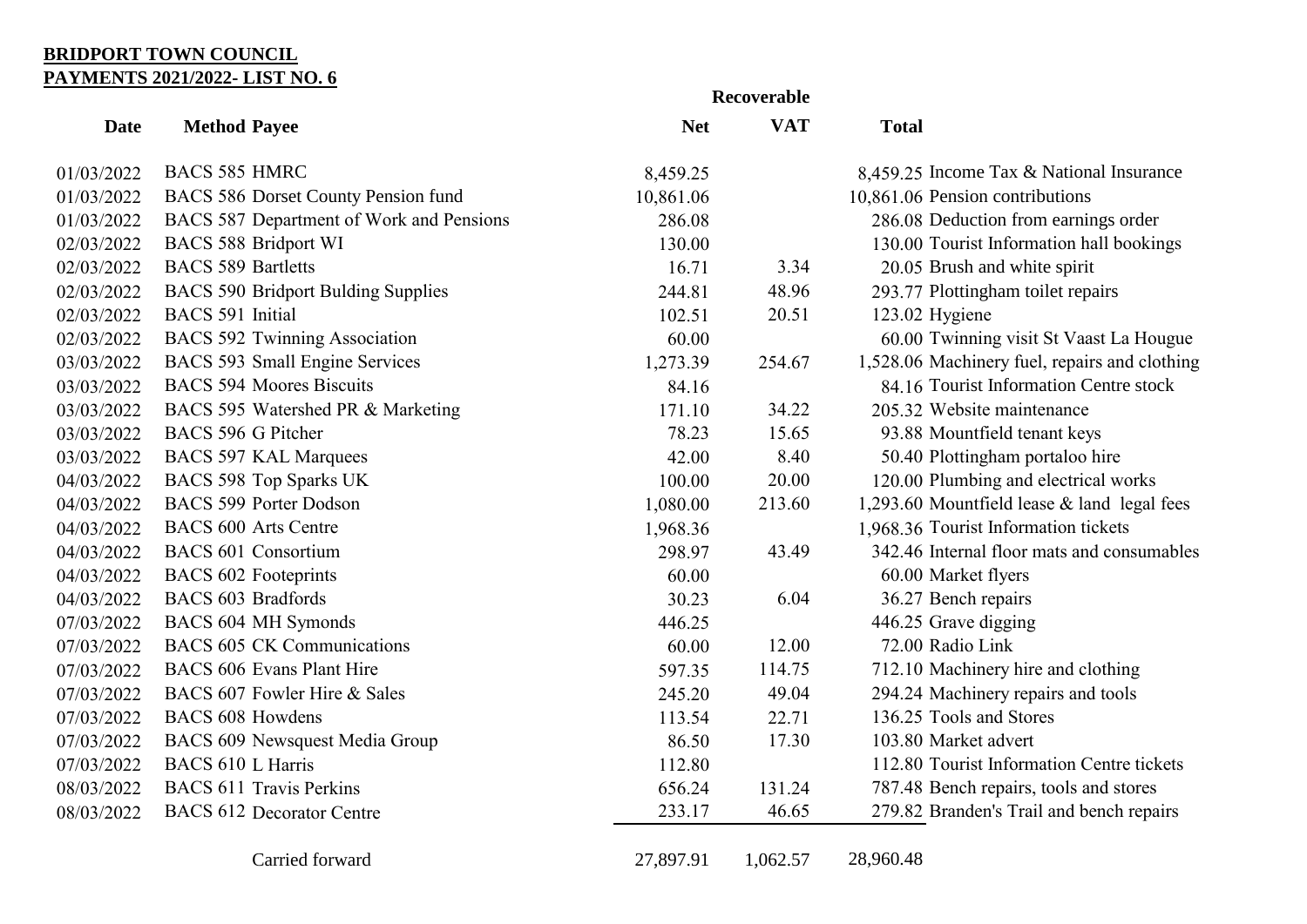**BRIDPORT TOWN COUNCIL**
**PAYMENTS 2021/2022- LIST NO. 6**

| Date | Method | Payee | Net | Recoverable VAT | Total | |
|---|---|---|---|---|---|---|
| 01/03/2022 | BACS 585 | HMRC | 8,459.25 | | 8,459.25 | Income Tax & National Insurance |
| 01/03/2022 | BACS 586 | Dorset County Pension fund | 10,861.06 | | 10,861.06 | Pension contributions |
| 01/03/2022 | BACS 587 | Department of Work and Pensions | 286.08 | | 286.08 | Deduction from earnings order |
| 02/03/2022 | BACS 588 | Bridport WI | 130.00 | | 130.00 | Tourist Information hall bookings |
| 02/03/2022 | BACS 589 | Bartletts | 16.71 | 3.34 | 20.05 | Brush and white spirit |
| 02/03/2022 | BACS 590 | Bridport Bulding Supplies | 244.81 | 48.96 | 293.77 | Plottingham toilet repairs |
| 02/03/2022 | BACS 591 | Initial | 102.51 | 20.51 | 123.02 | Hygiene |
| 02/03/2022 | BACS 592 | Twinning Association | 60.00 | | 60.00 | Twinning visit St Vaast La Hougue |
| 03/03/2022 | BACS 593 | Small Engine Services | 1,273.39 | 254.67 | 1,528.06 | Machinery fuel, repairs and clothing |
| 03/03/2022 | BACS 594 | Moores Biscuits | 84.16 | | 84.16 | Tourist Information Centre stock |
| 03/03/2022 | BACS 595 | Watershed PR & Marketing | 171.10 | 34.22 | 205.32 | Website maintenance |
| 03/03/2022 | BACS 596 | G Pitcher | 78.23 | 15.65 | 93.88 | Mountfield tenant keys |
| 03/03/2022 | BACS 597 | KAL Marquees | 42.00 | 8.40 | 50.40 | Plottingham portaloo hire |
| 04/03/2022 | BACS 598 | Top Sparks UK | 100.00 | 20.00 | 120.00 | Plumbing and electrical works |
| 04/03/2022 | BACS 599 | Porter Dodson | 1,080.00 | 213.60 | 1,293.60 | Mountfield lease & land legal fees |
| 04/03/2022 | BACS 600 | Arts Centre | 1,968.36 | | 1,968.36 | Tourist Information tickets |
| 04/03/2022 | BACS 601 | Consortium | 298.97 | 43.49 | 342.46 | Internal floor mats and consumables |
| 04/03/2022 | BACS 602 | Footeprints | 60.00 | | 60.00 | Market flyers |
| 04/03/2022 | BACS 603 | Bradfords | 30.23 | 6.04 | 36.27 | Bench repairs |
| 07/03/2022 | BACS 604 | MH Symonds | 446.25 | | 446.25 | Grave digging |
| 07/03/2022 | BACS 605 | CK Communications | 60.00 | 12.00 | 72.00 | Radio Link |
| 07/03/2022 | BACS 606 | Evans Plant Hire | 597.35 | 114.75 | 712.10 | Machinery hire and clothing |
| 07/03/2022 | BACS 607 | Fowler Hire & Sales | 245.20 | 49.04 | 294.24 | Machinery repairs and tools |
| 07/03/2022 | BACS 608 | Howdens | 113.54 | 22.71 | 136.25 | Tools and Stores |
| 07/03/2022 | BACS 609 | Newsquest Media Group | 86.50 | 17.30 | 103.80 | Market advert |
| 07/03/2022 | BACS 610 | L Harris | 112.80 | | 112.80 | Tourist Information Centre tickets |
| 08/03/2022 | BACS 611 | Travis Perkins | 656.24 | 131.24 | 787.48 | Bench repairs, tools and stores |
| 08/03/2022 | BACS 612 | Decorator Centre | 233.17 | 46.65 | 279.82 | Branden's Trail and bench repairs |
| | | Carried forward | 27,897.91 | 1,062.57 | 28,960.48 | |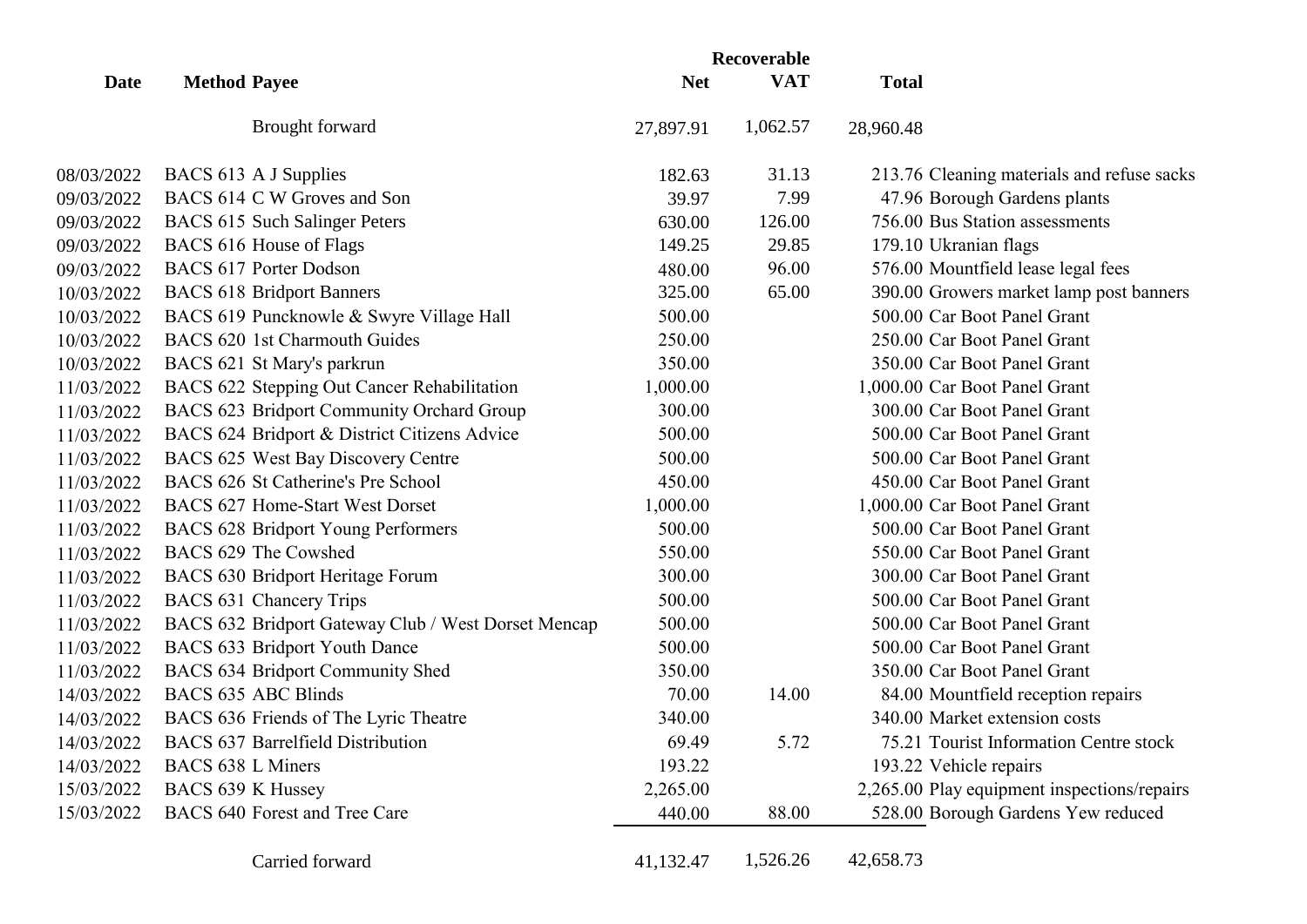| Date | Method | Payee | Net | Recoverable VAT | Total | |
|---|---|---|---|---|---|---|
| | | Brought forward | 27,897.91 | 1,062.57 | 28,960.48 | |
| 08/03/2022 | BACS 613 | A J Supplies | 182.63 | 31.13 | 213.76 | Cleaning materials and refuse sacks |
| 09/03/2022 | BACS 614 | C W Groves and Son | 39.97 | 7.99 | 47.96 | Borough Gardens plants |
| 09/03/2022 | BACS 615 | Such Salinger Peters | 630.00 | 126.00 | 756.00 | Bus Station assessments |
| 09/03/2022 | BACS 616 | House of Flags | 149.25 | 29.85 | 179.10 | Ukranian flags |
| 09/03/2022 | BACS 617 | Porter Dodson | 480.00 | 96.00 | 576.00 | Mountfield lease legal fees |
| 10/03/2022 | BACS 618 | Bridport Banners | 325.00 | 65.00 | 390.00 | Growers market lamp post banners |
| 10/03/2022 | BACS 619 | Puncknowle & Swyre Village Hall | 500.00 | | 500.00 | Car Boot Panel Grant |
| 10/03/2022 | BACS 620 | 1st Charmouth Guides | 250.00 | | 250.00 | Car Boot Panel Grant |
| 10/03/2022 | BACS 621 | St Mary's parkrun | 350.00 | | 350.00 | Car Boot Panel Grant |
| 11/03/2022 | BACS 622 | Stepping Out Cancer Rehabilitation | 1,000.00 | | 1,000.00 | Car Boot Panel Grant |
| 11/03/2022 | BACS 623 | Bridport Community Orchard Group | 300.00 | | 300.00 | Car Boot Panel Grant |
| 11/03/2022 | BACS 624 | Bridport & District Citizens Advice | 500.00 | | 500.00 | Car Boot Panel Grant |
| 11/03/2022 | BACS 625 | West Bay Discovery Centre | 500.00 | | 500.00 | Car Boot Panel Grant |
| 11/03/2022 | BACS 626 | St Catherine's Pre School | 450.00 | | 450.00 | Car Boot Panel Grant |
| 11/03/2022 | BACS 627 | Home-Start West Dorset | 1,000.00 | | 1,000.00 | Car Boot Panel Grant |
| 11/03/2022 | BACS 628 | Bridport Young Performers | 500.00 | | 500.00 | Car Boot Panel Grant |
| 11/03/2022 | BACS 629 | The Cowshed | 550.00 | | 550.00 | Car Boot Panel Grant |
| 11/03/2022 | BACS 630 | Bridport Heritage Forum | 300.00 | | 300.00 | Car Boot Panel Grant |
| 11/03/2022 | BACS 631 | Chancery Trips | 500.00 | | 500.00 | Car Boot Panel Grant |
| 11/03/2022 | BACS 632 | Bridport Gateway Club / West Dorset Mencap | 500.00 | | 500.00 | Car Boot Panel Grant |
| 11/03/2022 | BACS 633 | Bridport Youth Dance | 500.00 | | 500.00 | Car Boot Panel Grant |
| 11/03/2022 | BACS 634 | Bridport Community Shed | 350.00 | | 350.00 | Car Boot Panel Grant |
| 14/03/2022 | BACS 635 | ABC Blinds | 70.00 | 14.00 | 84.00 | Mountfield reception repairs |
| 14/03/2022 | BACS 636 | Friends of The Lyric Theatre | 340.00 | | 340.00 | Market extension costs |
| 14/03/2022 | BACS 637 | Barrelfield Distribution | 69.49 | 5.72 | 75.21 | Tourist Information Centre stock |
| 14/03/2022 | BACS 638 | L Miners | 193.22 | | 193.22 | Vehicle repairs |
| 15/03/2022 | BACS 639 | K Hussey | 2,265.00 | | 2,265.00 | Play equipment inspections/repairs |
| 15/03/2022 | BACS 640 | Forest and Tree Care | 440.00 | 88.00 | 528.00 | Borough Gardens Yew reduced |
| | | Carried forward | 41,132.47 | 1,526.26 | 42,658.73 | |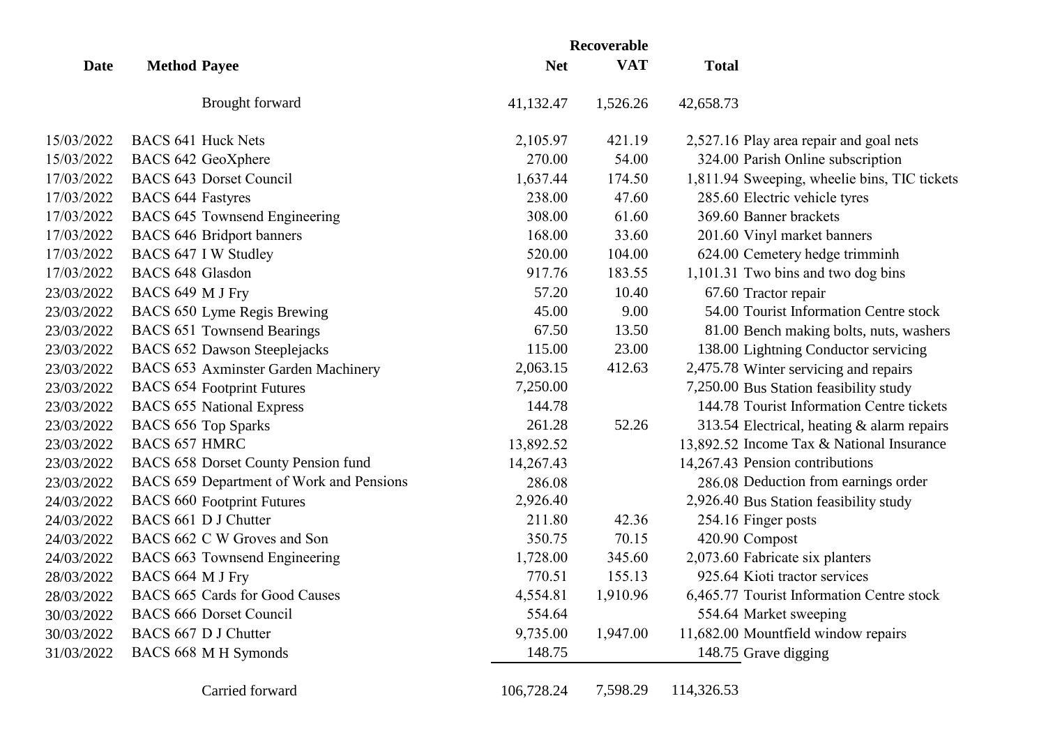| Date | Method | Payee | Net | Recoverable VAT | Total | |
|---|---|---|---|---|---|---|
| | | Brought forward | 41,132.47 | 1,526.26 | 42,658.73 | |
| 15/03/2022 | BACS 641 | Huck Nets | 2,105.97 | 421.19 | 2,527.16 | Play area repair and goal nets |
| 15/03/2022 | BACS 642 | GeoXphere | 270.00 | 54.00 | 324.00 | Parish Online subscription |
| 17/03/2022 | BACS 643 | Dorset Council | 1,637.44 | 174.50 | 1,811.94 | Sweeping, wheelie bins, TIC tickets |
| 17/03/2022 | BACS 644 | Fastyres | 238.00 | 47.60 | 285.60 | Electric vehicle tyres |
| 17/03/2022 | BACS 645 | Townsend Engineering | 308.00 | 61.60 | 369.60 | Banner brackets |
| 17/03/2022 | BACS 646 | Bridport banners | 168.00 | 33.60 | 201.60 | Vinyl market banners |
| 17/03/2022 | BACS 647 | I W Studley | 520.00 | 104.00 | 624.00 | Cemetery hedge trimminh |
| 17/03/2022 | BACS 648 | Glasdon | 917.76 | 183.55 | 1,101.31 | Two bins and two dog bins |
| 23/03/2022 | BACS 649 | M J Fry | 57.20 | 10.40 | 67.60 | Tractor repair |
| 23/03/2022 | BACS 650 | Lyme Regis Brewing | 45.00 | 9.00 | 54.00 | Tourist Information Centre stock |
| 23/03/2022 | BACS 651 | Townsend Bearings | 67.50 | 13.50 | 81.00 | Bench making bolts, nuts, washers |
| 23/03/2022 | BACS 652 | Dawson Steeplejacks | 115.00 | 23.00 | 138.00 | Lightning Conductor servicing |
| 23/03/2022 | BACS 653 | Axminster Garden Machinery | 2,063.15 | 412.63 | 2,475.78 | Winter servicing and repairs |
| 23/03/2022 | BACS 654 | Footprint Futures | 7,250.00 | | 7,250.00 | Bus Station feasibility study |
| 23/03/2022 | BACS 655 | National Express | 144.78 | | 144.78 | Tourist Information Centre tickets |
| 23/03/2022 | BACS 656 | Top Sparks | 261.28 | 52.26 | 313.54 | Electrical, heating & alarm repairs |
| 23/03/2022 | BACS 657 | HMRC | 13,892.52 | | 13,892.52 | Income Tax & National Insurance |
| 23/03/2022 | BACS 658 | Dorset County Pension fund | 14,267.43 | | 14,267.43 | Pension contributions |
| 23/03/2022 | BACS 659 | Department of Work and Pensions | 286.08 | | 286.08 | Deduction from earnings order |
| 24/03/2022 | BACS 660 | Footprint Futures | 2,926.40 | | 2,926.40 | Bus Station feasibility study |
| 24/03/2022 | BACS 661 | D J Chutter | 211.80 | 42.36 | 254.16 | Finger posts |
| 24/03/2022 | BACS 662 | C W Groves and Son | 350.75 | 70.15 | 420.90 | Compost |
| 24/03/2022 | BACS 663 | Townsend Engineering | 1,728.00 | 345.60 | 2,073.60 | Fabricate six planters |
| 28/03/2022 | BACS 664 | M J Fry | 770.51 | 155.13 | 925.64 | Kioti tractor services |
| 28/03/2022 | BACS 665 | Cards for Good Causes | 4,554.81 | 1,910.96 | 6,465.77 | Tourist Information Centre stock |
| 30/03/2022 | BACS 666 | Dorset Council | 554.64 | | 554.64 | Market sweeping |
| 30/03/2022 | BACS 667 | D J Chutter | 9,735.00 | 1,947.00 | 11,682.00 | Mountfield window repairs |
| 31/03/2022 | BACS 668 | M H Symonds | 148.75 | | 148.75 | Grave digging |
| | | Carried forward | 106,728.24 | 7,598.29 | 114,326.53 | |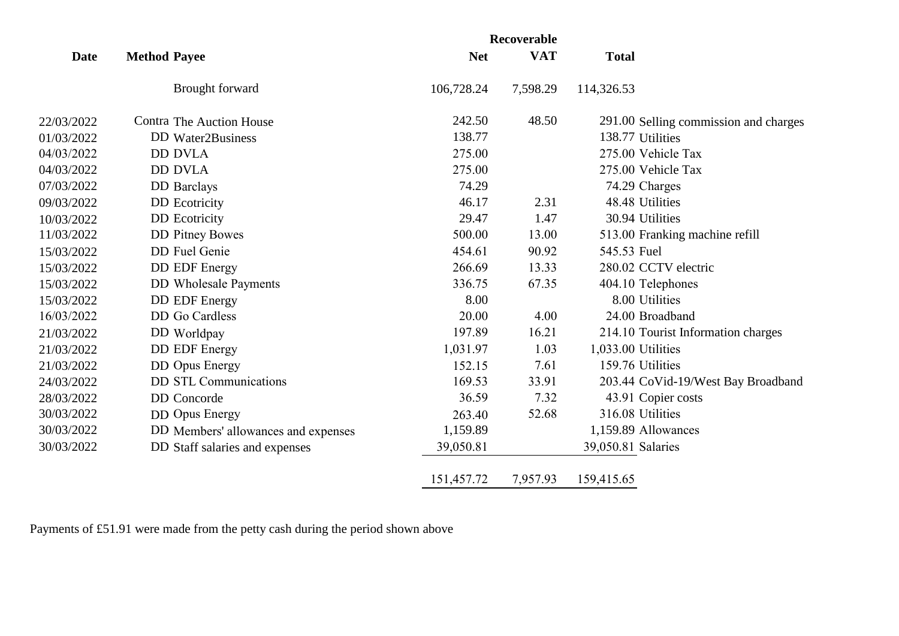| Date | Method | Payee | Net | Recoverable VAT | Total | |
|---|---|---|---|---|---|---|
| | | Brought forward | 106,728.24 | 7,598.29 | 114,326.53 | |
| 22/03/2022 | Contra | The Auction House | 242.50 | 48.50 | 291.00 | Selling commission and charges |
| 01/03/2022 | DD | Water2Business | 138.77 | | 138.77 | Utilities |
| 04/03/2022 | DD | DVLA | 275.00 | | 275.00 | Vehicle Tax |
| 04/03/2022 | DD | DVLA | 275.00 | | 275.00 | Vehicle Tax |
| 07/03/2022 | DD | Barclays | 74.29 | | 74.29 | Charges |
| 09/03/2022 | DD | Ecotricity | 46.17 | 2.31 | 48.48 | Utilities |
| 10/03/2022 | DD | Ecotricity | 29.47 | 1.47 | 30.94 | Utilities |
| 11/03/2022 | DD | Pitney Bowes | 500.00 | 13.00 | 513.00 | Franking machine refill |
| 15/03/2022 | DD | Fuel Genie | 454.61 | 90.92 | 545.53 | Fuel |
| 15/03/2022 | DD | EDF Energy | 266.69 | 13.33 | 280.02 | CCTV electric |
| 15/03/2022 | DD | Wholesale Payments | 336.75 | 67.35 | 404.10 | Telephones |
| 15/03/2022 | DD | EDF Energy | 8.00 | | 8.00 | Utilities |
| 16/03/2022 | DD | Go Cardless | 20.00 | 4.00 | 24.00 | Broadband |
| 21/03/2022 | DD | Worldpay | 197.89 | 16.21 | 214.10 | Tourist Information charges |
| 21/03/2022 | DD | EDF Energy | 1,031.97 | 1.03 | 1,033.00 | Utilities |
| 21/03/2022 | DD | Opus Energy | 152.15 | 7.61 | 159.76 | Utilities |
| 24/03/2022 | DD | STL Communications | 169.53 | 33.91 | 203.44 | CoVid-19/West Bay Broadband |
| 28/03/2022 | DD | Concorde | 36.59 | 7.32 | 43.91 | Copier costs |
| 30/03/2022 | DD | Opus Energy | 263.40 | 52.68 | 316.08 | Utilities |
| 30/03/2022 | DD | Members' allowances and expenses | 1,159.89 | | 1,159.89 | Allowances |
| 30/03/2022 | DD | Staff salaries and expenses | 39,050.81 | | 39,050.81 | Salaries |
| | | | 151,457.72 | 7,957.93 | 159,415.65 | |

Payments of £51.91 were made from the petty cash during the period shown above